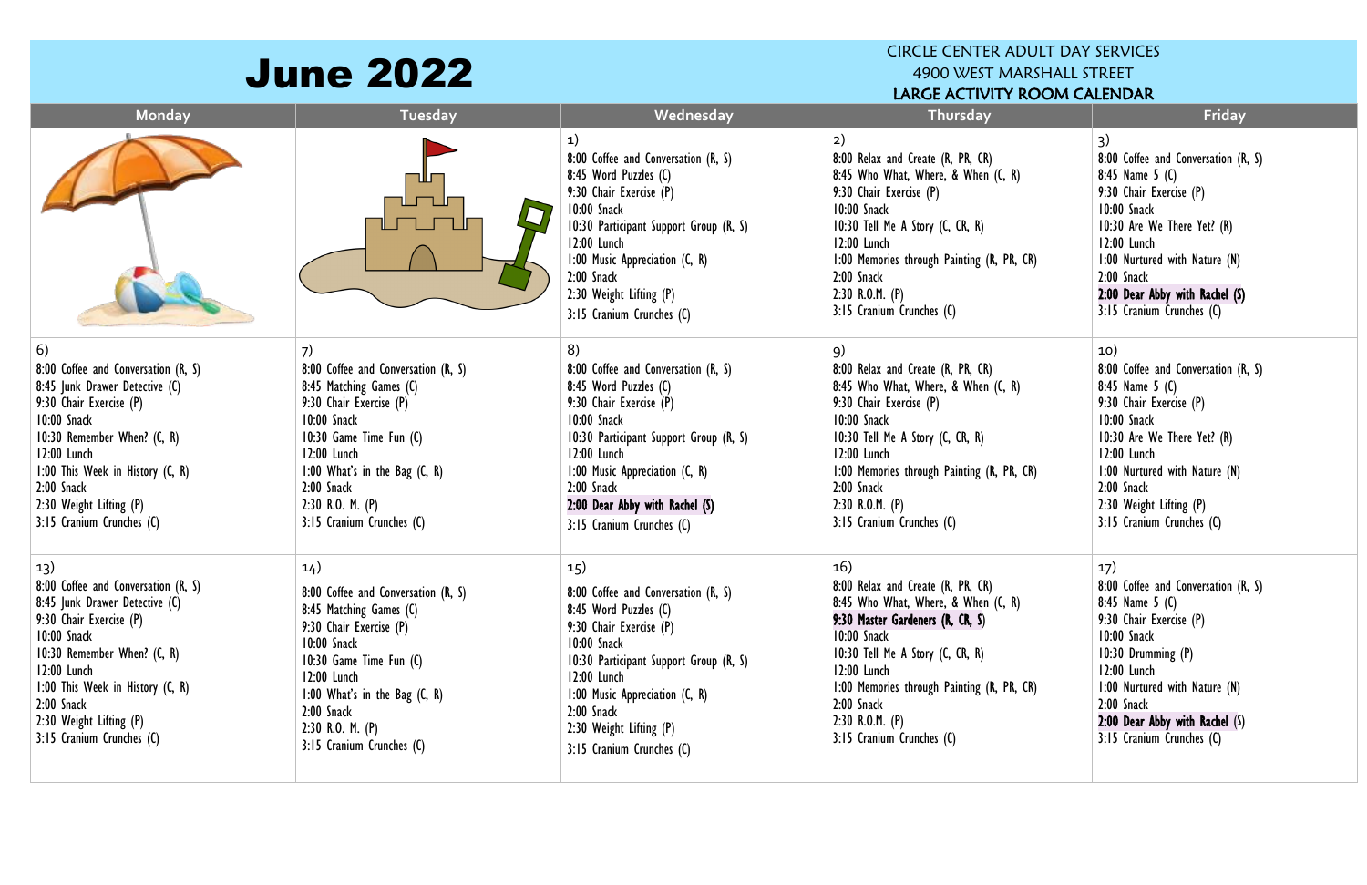# June 2022

CIRCLE CENTER ADULT DAY SERVICES
4900 WEST MARSHALL STREET
**LARGE ACTIVITY ROOM CALENDAR**

| Monday | Tuesday | Wednesday | Thursday | Friday |
|---|---|---|---|---|
| | | 1)<br>8:00 Coffee and Conversation (R, S)<br>8:45 Word Puzzles (C)<br>9:30 Chair Exercise (P)<br>10:00 Snack<br>10:30 Participant Support Group (R, S)<br>12:00 Lunch<br>1:00 Music Appreciation (C, R)<br>2:00 Snack<br>2:30 Weight Lifting (P)<br>3:15 Cranium Crunches (C) | 2)<br>8:00 Relax and Create (R, PR, CR)<br>8:45 Who What, Where, & When (C, R)<br>9:30 Chair Exercise (P)<br>10:00 Snack<br>10:30 Tell Me A Story (C, CR, R)<br>12:00 Lunch<br>1:00 Memories through Painting (R, PR, CR)<br>2:00 Snack<br>2:30 R.O.M. (P)<br>3:15 Cranium Crunches (C) | 3)<br>8:00 Coffee and Conversation (R, S)<br>8:45 Name 5 (C)<br>9:30 Chair Exercise (P)<br>10:00 Snack<br>10:30 Are We There Yet? (R)<br>12:00 Lunch<br>1:00 Nurtured with Nature (N)<br>2:00 Snack<br>**2:00 Dear Abby with Rachel (S)**<br>3:15 Cranium Crunches (C) |
| 6)<br>8:00 Coffee and Conversation (R, S)<br>8:45 Junk Drawer Detective (C)<br>9:30 Chair Exercise (P)<br>10:00 Snack<br>10:30 Remember When? (C, R)<br>12:00 Lunch<br>1:00 This Week in History (C, R)<br>2:00 Snack<br>2:30 Weight Lifting (P)<br>3:15 Cranium Crunches (C) | 7)<br>8:00 Coffee and Conversation (R, S)<br>8:45 Matching Games (C)<br>9:30 Chair Exercise (P)<br>10:00 Snack<br>10:30 Game Time Fun (C)<br>12:00 Lunch<br>1:00 What's in the Bag (C, R)<br>2:00 Snack<br>2:30 R.O. M. (P)<br>3:15 Cranium Crunches (C) | 8)<br>8:00 Coffee and Conversation (R, S)<br>8:45 Word Puzzles (C)<br>9:30 Chair Exercise (P)<br>10:00 Snack<br>10:30 Participant Support Group (R, S)<br>12:00 Lunch<br>1:00 Music Appreciation (C, R)<br>2:00 Snack<br>**2:00 Dear Abby with Rachel (S)**<br>3:15 Cranium Crunches (C) | 9)<br>8:00 Relax and Create (R, PR, CR)<br>8:45 Who What, Where, & When (C, R)<br>9:30 Chair Exercise (P)<br>10:00 Snack<br>10:30 Tell Me A Story (C, CR, R)<br>12:00 Lunch<br>1:00 Memories through Painting (R, PR, CR)<br>2:00 Snack<br>2:30 R.O.M. (P)<br>3:15 Cranium Crunches (C) | 10)<br>8:00 Coffee and Conversation (R, S)<br>8:45 Name 5 (C)<br>9:30 Chair Exercise (P)<br>10:00 Snack<br>10:30 Are We There Yet? (R)<br>12:00 Lunch<br>1:00 Nurtured with Nature (N)<br>2:00 Snack<br>2:30 Weight Lifting (P)<br>3:15 Cranium Crunches (C) |
| 13)<br>8:00 Coffee and Conversation (R, S)<br>8:45 Junk Drawer Detective (C)<br>9:30 Chair Exercise (P)<br>10:00 Snack<br>10:30 Remember When? (C, R)<br>12:00 Lunch<br>1:00 This Week in History (C, R)<br>2:00 Snack<br>2:30 Weight Lifting (P)<br>3:15 Cranium Crunches (C) | 14)<br>8:00 Coffee and Conversation (R, S)<br>8:45 Matching Games (C)<br>9:30 Chair Exercise (P)<br>10:00 Snack<br>10:30 Game Time Fun (C)<br>12:00 Lunch<br>1:00 What's in the Bag (C, R)<br>2:00 Snack<br>2:30 R.O. M. (P)<br>3:15 Cranium Crunches (C) | 15)<br>8:00 Coffee and Conversation (R, S)<br>8:45 Word Puzzles (C)<br>9:30 Chair Exercise (P)<br>10:00 Snack<br>10:30 Participant Support Group (R, S)<br>12:00 Lunch<br>1:00 Music Appreciation (C, R)<br>2:00 Snack<br>2:30 Weight Lifting (P)<br>3:15 Cranium Crunches (C) | 16)<br>8:00 Relax and Create (R, PR, CR)<br>8:45 Who What, Where, & When (C, R)<br>**9:30 Master Gardeners (R, CR, S)**<br>10:00 Snack<br>10:30 Tell Me A Story (C, CR, R)<br>12:00 Lunch<br>1:00 Memories through Painting (R, PR, CR)<br>2:00 Snack<br>2:30 R.O.M. (P)<br>3:15 Cranium Crunches (C) | 17)<br>8:00 Coffee and Conversation (R, S)<br>8:45 Name 5 (C)<br>9:30 Chair Exercise (P)<br>10:00 Snack<br>10:30 Drumming (P)<br>12:00 Lunch<br>1:00 Nurtured with Nature (N)<br>2:00 Snack<br>**2:00 Dear Abby with Rachel (S)**<br>3:15 Cranium Crunches (C) |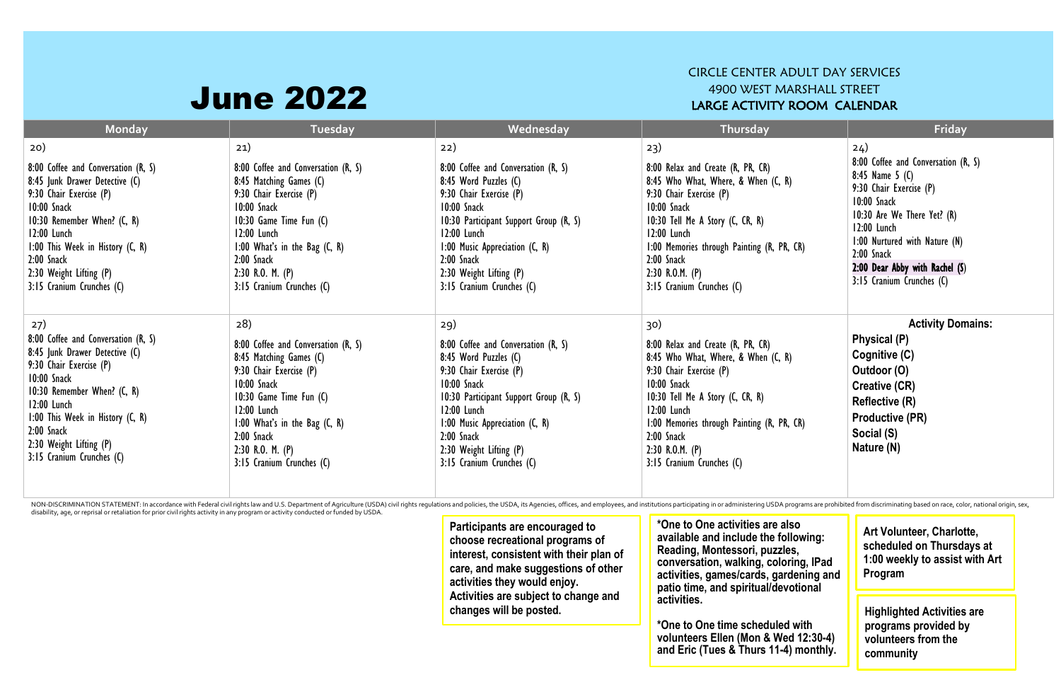# June 2022

CIRCLE CENTER ADULT DAY SERVICES
4900 WEST MARSHALL STREET
LARGE ACTIVITY ROOM CALENDAR

| Monday | Tuesday | Wednesday | Thursday | Friday |
|---|---|---|---|---|
| 20)<br>8:00 Coffee and Conversation (R, S)<br>8:45 Junk Drawer Detective (C)<br>9:30 Chair Exercise (P)<br>10:00 Snack<br>10:30 Remember When? (C, R)<br>12:00 Lunch<br>1:00 This Week in History (C, R)<br>2:00 Snack<br>2:30 Weight Lifting (P)<br>3:15 Cranium Crunches (C) | 21)<br>8:00 Coffee and Conversation (R, S)<br>8:45 Matching Games (C)<br>9:30 Chair Exercise (P)<br>10:00 Snack<br>10:30 Game Time Fun (C)<br>12:00 Lunch<br>1:00 What's in the Bag (C, R)<br>2:00 Snack<br>2:30 R.O. M. (P)<br>3:15 Cranium Crunches (C) | 22)<br>8:00 Coffee and Conversation (R, S)<br>8:45 Word Puzzles (C)<br>9:30 Chair Exercise (P)<br>10:00 Snack<br>10:30 Participant Support Group (R, S)<br>12:00 Lunch<br>1:00 Music Appreciation (C, R)<br>2:00 Snack<br>2:30 Weight Lifting (P)<br>3:15 Cranium Crunches (C) | 23)<br>8:00 Relax and Create (R, PR, CR)<br>8:45 Who What, Where, & When (C, R)<br>9:30 Chair Exercise (P)<br>10:00 Snack<br>10:30 Tell Me A Story (C, CR, R)<br>12:00 Lunch<br>1:00 Memories through Painting (R, PR, CR)<br>2:00 Snack<br>2:30 R.O.M. (P)<br>3:15 Cranium Crunches (C) | 24)<br>8:00 Coffee and Conversation (R, S)<br>8:45 Name 5 (C)<br>9:30 Chair Exercise (P)<br>10:00 Snack<br>10:30 Are We There Yet? (R)<br>12:00 Lunch<br>1:00 Nurtured with Nature (N)<br>2:00 Snack<br>**2:00 Dear Abby with Rachel (S)**<br>3:15 Cranium Crunches (C) |
| 27)<br>8:00 Coffee and Conversation (R, S)<br>8:45 Junk Drawer Detective (C)<br>9:30 Chair Exercise (P)<br>10:00 Snack<br>10:30 Remember When? (C, R)<br>12:00 Lunch<br>1:00 This Week in History (C, R)<br>2:00 Snack<br>2:30 Weight Lifting (P)<br>3:15 Cranium Crunches (C) | 28)<br>8:00 Coffee and Conversation (R, S)<br>8:45 Matching Games (C)<br>9:30 Chair Exercise (P)<br>10:00 Snack<br>10:30 Game Time Fun (C)<br>12:00 Lunch<br>1:00 What's in the Bag (C, R)<br>2:00 Snack<br>2:30 R.O. M. (P)<br>3:15 Cranium Crunches (C) | 29)<br>8:00 Coffee and Conversation (R, S)<br>8:45 Word Puzzles (C)<br>9:30 Chair Exercise (P)<br>10:00 Snack<br>10:30 Participant Support Group (R, S)<br>12:00 Lunch<br>1:00 Music Appreciation (C, R)<br>2:00 Snack<br>2:30 Weight Lifting (P)<br>3:15 Cranium Crunches (C) | 30)<br>8:00 Relax and Create (R, PR, CR)<br>8:45 Who What, Where, & When (C, R)<br>9:30 Chair Exercise (P)<br>10:00 Snack<br>10:30 Tell Me A Story (C, CR, R)<br>12:00 Lunch<br>1:00 Memories through Painting (R, PR, CR)<br>2:00 Snack<br>2:30 R.O.M. (P)<br>3:15 Cranium Crunches (C) | **Activity Domains:**<br>**Physical (P)**<br>**Cognitive (C)**<br>**Outdoor (O)**<br>**Creative (CR)**<br>**Reflective (R)**<br>**Productive (PR)**<br>**Social (S)**<br>**Nature (N)** |

NON-DISCRIMINATION STATEMENT: In accordance with Federal civil rights law and U.S. Department of Agriculture (USDA) civil rights regulations and policies, the USDA, its Agencies, offices, and employees, and institutions participating in or administering USDA programs are prohibited from discriminating based on race, color, national origin, sex, disability, age, or reprisal or retaliation for prior civil rights activity in any program or activity conducted or funded by USDA.

**Participants are encouraged to choose recreational programs of interest, consistent with their plan of care, and make suggestions of other activities they would enjoy. Activities are subject to change and changes will be posted.**

**\*One to One activities are also available and include the following: Reading, Montessori, puzzles, conversation, walking, coloring, IPad activities, games/cards, gardening and patio time, and spiritual/devotional activities.**

**\*One to One time scheduled with volunteers Ellen (Mon & Wed 12:30-4) and Eric (Tues & Thurs 11-4) monthly.**

**Art Volunteer, Charlotte, scheduled on Thursdays at 1:00 weekly to assist with Art Program**

**Highlighted Activities are programs provided by volunteers from the community**